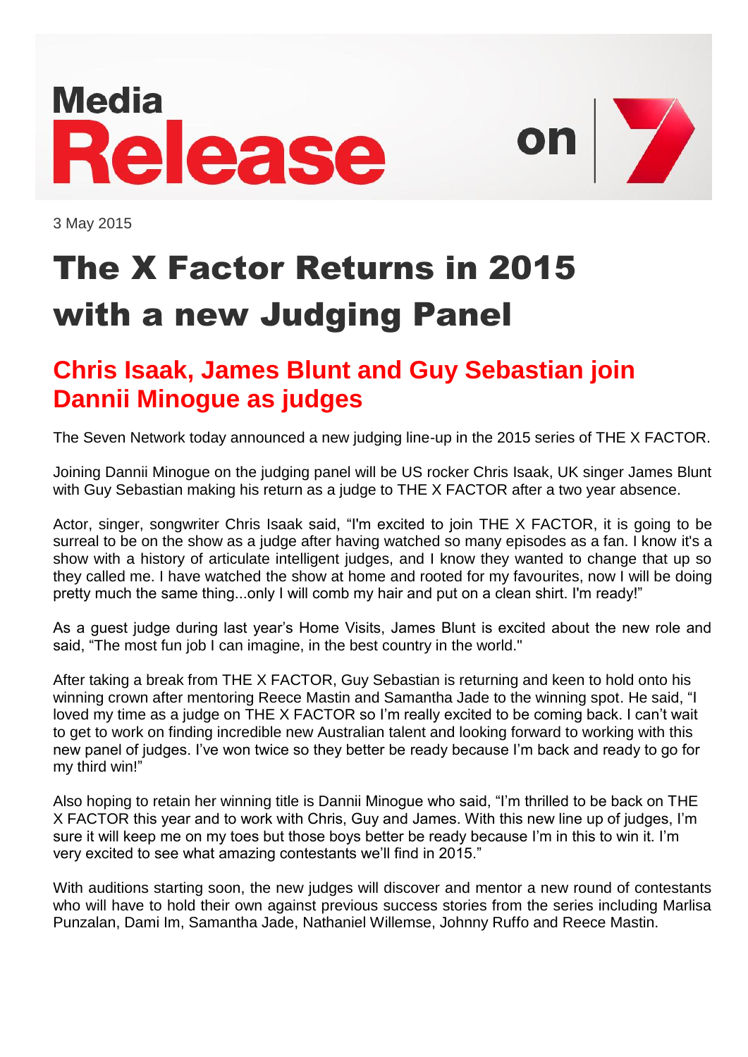Media Release on 7

3 May 2015

# The X Factor Returns in 2015 with a new Judging Panel

## Chris Isaak, James Blunt and Guy Sebastian join Dannii Minogue as judges

The Seven Network today announced a new judging line-up in the 2015 series of THE X FACTOR.

Joining Dannii Minogue on the judging panel will be US rocker Chris Isaak, UK singer James Blunt with Guy Sebastian making his return as a judge to THE X FACTOR after a two year absence.

Actor, singer, songwriter Chris Isaak said, "I'm excited to join THE X FACTOR, it is going to be surreal to be on the show as a judge after having watched so many episodes as a fan. I know it's a show with a history of articulate intelligent judges, and I know they wanted to change that up so they called me. I have watched the show at home and rooted for my favourites, now I will be doing pretty much the same thing...only I will comb my hair and put on a clean shirt. I'm ready!"

As a guest judge during last year's Home Visits, James Blunt is excited about the new role and said, "The most fun job I can imagine, in the best country in the world."

After taking a break from THE X FACTOR, Guy Sebastian is returning and keen to hold onto his winning crown after mentoring Reece Mastin and Samantha Jade to the winning spot. He said, "I loved my time as a judge on THE X FACTOR so I'm really excited to be coming back. I can't wait to get to work on finding incredible new Australian talent and looking forward to working with this new panel of judges. I've won twice so they better be ready because I'm back and ready to go for my third win!"

Also hoping to retain her winning title is Dannii Minogue who said, "I'm thrilled to be back on THE X FACTOR this year and to work with Chris, Guy and James. With this new line up of judges, I'm sure it will keep me on my toes but those boys better be ready because I'm in this to win it. I'm very excited to see what amazing contestants we'll find in 2015."

With auditions starting soon, the new judges will discover and mentor a new round of contestants who will have to hold their own against previous success stories from the series including Marlisa Punzalan, Dami Im, Samantha Jade, Nathaniel Willemse, Johnny Ruffo and Reece Mastin.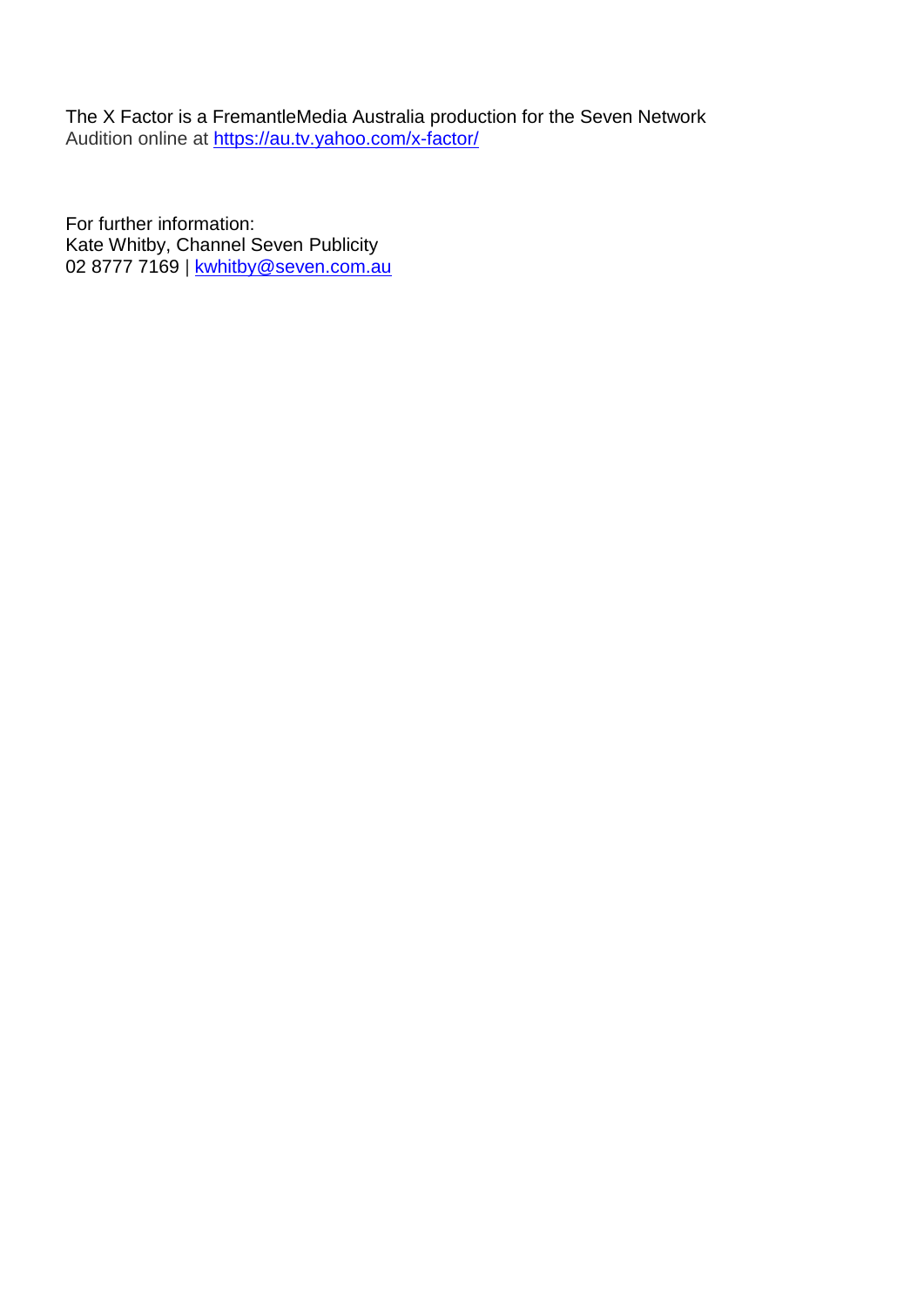The X Factor is a FremantleMedia Australia production for the Seven Network
Audition online at https://au.tv.yahoo.com/x-factor/

For further information:
Kate Whitby, Channel Seven Publicity
02 8777 7169 | kwhitby@seven.com.au